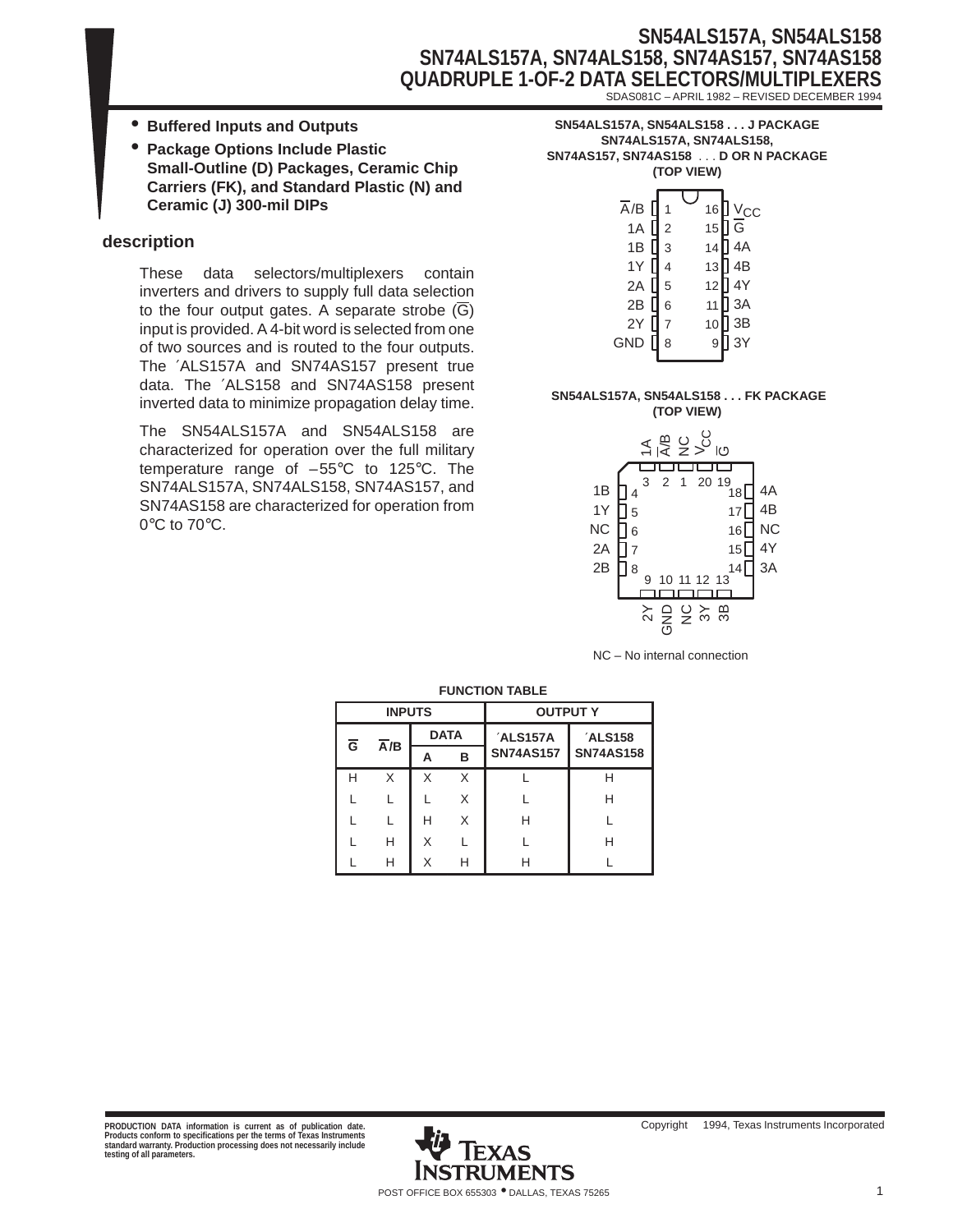# SN54ALS157A, SN54ALS158
# SN74ALS157A, SN74ALS158, SN74AS157, SN74AS158
# QUADRUPLE 1-OF-2 DATA SELECTORS/MULTIPLEXERS

SDAS081C – APRIL 1982 – REVISED DECEMBER 1994

- **Buffered Inputs and Outputs**
- **Package Options Include Plastic Small-Outline (D) Packages, Ceramic Chip Carriers (FK), and Standard Plastic (N) and Ceramic (J) 300-mil DIPs**

**SN54ALS157A, SN54ALS158 . . . J PACKAGE**
**SN74ALS157A, SN74ALS158,**
**SN74AS157, SN74AS158 . . . D OR N PACKAGE**
**(TOP VIEW)**

| Pin | Name | Pin | Name |
|---|---|---|---|
| 1 | A̅/B | 16 | $V_{CC}$ |
| 2 | 1A | 15 | G̅ |
| 3 | 1B | 14 | 4A |
| 4 | 1Y | 13 | 4B |
| 5 | 2A | 12 | 4Y |
| 6 | 2B | 11 | 3A |
| 7 | 2Y | 10 | 3B |
| 8 | GND | 9 | 3Y |

**SN54ALS157A, SN54ALS158 . . . FK PACKAGE**
**(TOP VIEW)**

| Pin | Name | Pin | Name |
|---|---|---|---|
| 1 | NC | 11 | NC |
| 2 | A̅/B | 12 | 3Y |
| 3 | 1A | 13 | 3B |
| 4 | 1B | 14 | 3A |
| 5 | 1Y | 15 | 4Y |
| 6 | NC | 16 | NC |
| 7 | 2A | 17 | 4B |
| 8 | 2B | 18 | 4A |
| 9 | 2Y | 19 | G̅ |
| 10 | GND | 20 | $V_{CC}$ |

NC – No internal connection

## description

These data selectors/multiplexers contain inverters and drivers to supply full data selection to the four output gates. A separate strobe (G̅) input is provided. A 4-bit word is selected from one of two sources and is routed to the four outputs. The ′ALS157A and SN74AS157 present true data. The ′ALS158 and SN74AS158 present inverted data to minimize propagation delay time.

The SN54ALS157A and SN54ALS158 are characterized for operation over the full military temperature range of –55°C to 125°C. The SN74ALS157A, SN74ALS158, SN74AS157, and SN74AS158 are characterized for operation from 0°C to 70°C.

**FUNCTION TABLE**

| INPUTS | | | | OUTPUT Y | |
|---|---|---|---|---|---|
| G̅ | A̅/B | DATA | | ′ALS157A SN74AS157 | ′ALS158 SN74AS158 |
| | | A | B | | |
| H | X | X | X | L | H |
| L | L | L | X | L | H |
| L | L | H | X | H | L |
| L | H | X | L | L | H |
| L | H | X | H | H | L |

PRODUCTION DATA information is current as of publication date. Products conform to specifications per the terms of Texas Instruments standard warranty. Production processing does not necessarily include testing of all parameters.

Copyright © 1994, Texas Instruments Incorporated

TEXAS INSTRUMENTS
POST OFFICE BOX 655303 • DALLAS, TEXAS 75265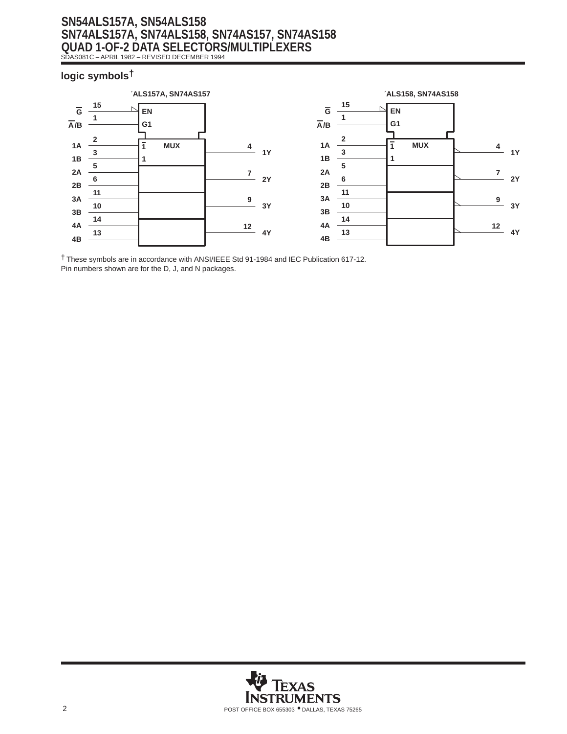## logic symbols†

´ALS157A, SN74AS157

| Signal | Pin |
| --- | --- |
| $\overline{G}$ | 15 (EN) |
| $\overline{A}/B$ | 1 (G1) |
| 1A | 2 |
| 1B | 3 |
| 2A | 5 |
| 2B | 6 |
| 3A | 11 |
| 3B | 10 |
| 4A | 14 |
| 4B | 13 |
| 1Y | 4 |
| 2Y | 7 |
| 3Y | 9 |
| 4Y | 12 |

´ALS158, SN74AS158

| Signal | Pin |
| --- | --- |
| $\overline{G}$ | 15 (EN) |
| $\overline{A}/B$ | 1 (G1) |
| 1A | 2 |
| 1B | 3 |
| 2A | 5 |
| 2B | 6 |
| 3A | 11 |
| 3B | 10 |
| 4A | 14 |
| 4B | 13 |
| 1Y | 4 |
| 2Y | 7 |
| 3Y | 9 |
| 4Y | 12 |

† These symbols are in accordance with ANSI/IEEE Std 91-1984 and IEC Publication 617-12.
Pin numbers shown are for the D, J, and N packages.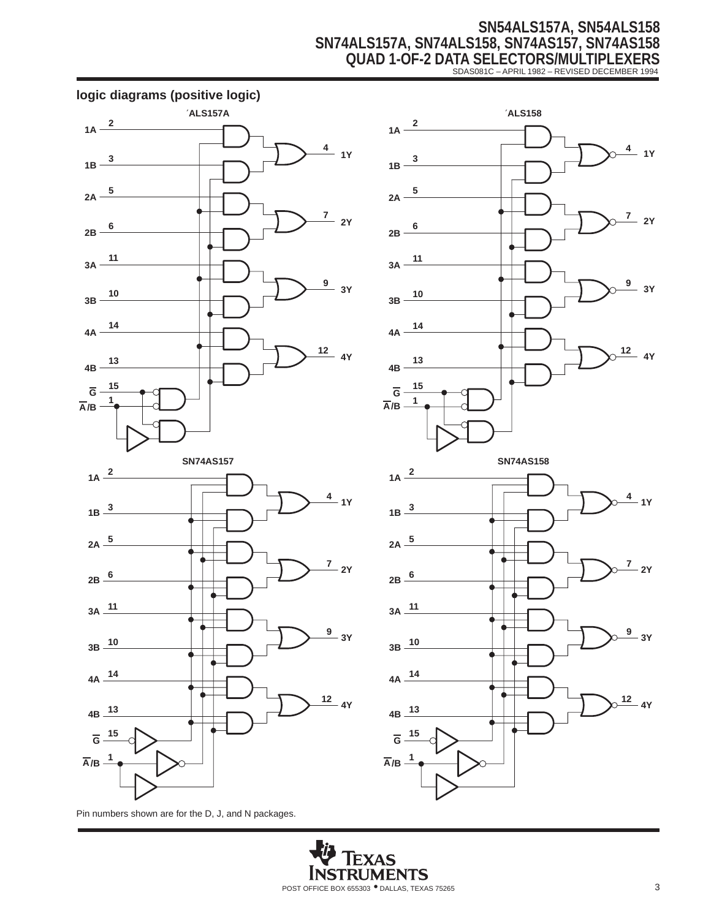### logic diagrams (positive logic)

´ALS157A

´ALS158

SN74AS157

SN74AS158

Pin numbers shown are for the D, J, and N packages.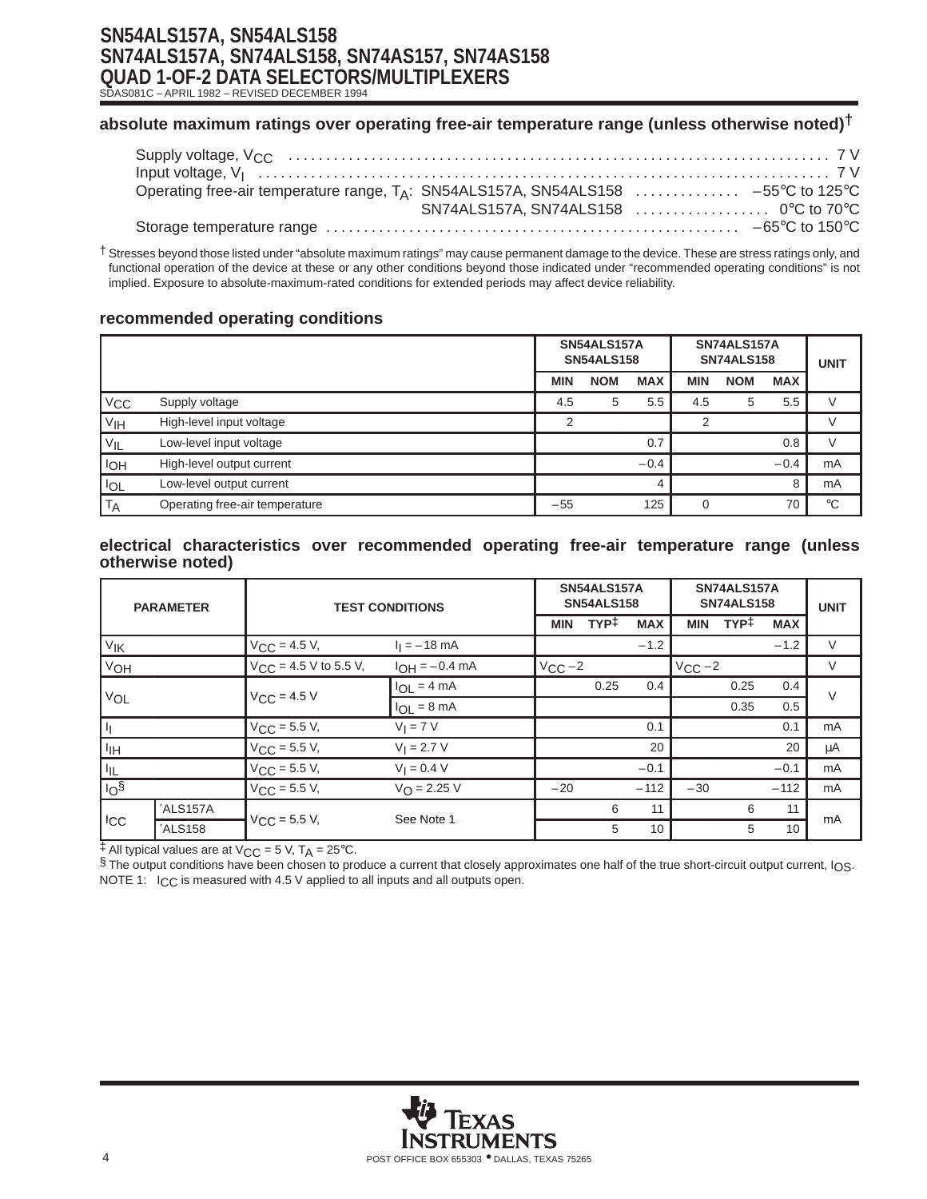### absolute maximum ratings over operating free-air temperature range (unless otherwise noted)†

Supply voltage, $V_{CC}$ .......... 7 V
Input voltage, $V_I$ .......... 7 V
Operating free-air temperature range, $T_A$: SN54ALS157A, SN54ALS158 .......... −55°C to 125°C
SN74ALS157A, SN74ALS158 .......... 0°C to 70°C
Storage temperature range .......... −65°C to 150°C

† Stresses beyond those listed under "absolute maximum ratings" may cause permanent damage to the device. These are stress ratings only, and functional operation of the device at these or any other conditions beyond those indicated under "recommended operating conditions" is not implied. Exposure to absolute-maximum-rated conditions for extended periods may affect device reliability.

### recommended operating conditions

| | | SN54ALS157A SN54ALS158 | | | SN74ALS157A SN74ALS158 | | | UNIT |
|---|---|---|---|---|---|---|---|---|
| | | MIN | NOM | MAX | MIN | NOM | MAX | |
| $V_{CC}$ | Supply voltage | 4.5 | 5 | 5.5 | 4.5 | 5 | 5.5 | V |
| $V_{IH}$ | High-level input voltage | 2 | | | 2 | | | V |
| $V_{IL}$ | Low-level input voltage | | | 0.7 | | | 0.8 | V |
| $I_{OH}$ | High-level output current | | | −0.4 | | | −0.4 | mA |
| $I_{OL}$ | Low-level output current | | | 4 | | | 8 | mA |
| $T_A$ | Operating free-air temperature | −55 | | 125 | 0 | | 70 | °C |

### electrical characteristics over recommended operating free-air temperature range (unless otherwise noted)

| PARAMETER | | TEST CONDITIONS | | SN54ALS157A SN54ALS158 | | | SN74ALS157A SN74ALS158 | | | UNIT |
|---|---|---|---|---|---|---|---|---|---|---|
| | | | | MIN | TYP‡ | MAX | MIN | TYP‡ | MAX | |
| $V_{IK}$ | | $V_{CC}$ = 4.5 V, | $I_I$ = −18 mA | | | −1.2 | | | −1.2 | V |
| $V_{OH}$ | | $V_{CC}$ = 4.5 V to 5.5 V, | $I_{OH}$ = −0.4 mA | $V_{CC}$ −2 | | | $V_{CC}$ −2 | | | V |
| $V_{OL}$ | | $V_{CC}$ = 4.5 V | $I_{OL}$ = 4 mA | | 0.25 | 0.4 | | 0.25 | 0.4 | V |
| | | | $I_{OL}$ = 8 mA | | | | | 0.35 | 0.5 | |
| $I_I$ | | $V_{CC}$ = 5.5 V, | $V_I$ = 7 V | | | 0.1 | | | 0.1 | mA |
| $I_{IH}$ | | $V_{CC}$ = 5.5 V, | $V_I$ = 2.7 V | | | 20 | | | 20 | μA |
| $I_{IL}$ | | $V_{CC}$ = 5.5 V, | $V_I$ = 0.4 V | | | −0.1 | | | −0.1 | mA |
| $I_O$§ | | $V_{CC}$ = 5.5 V, | $V_O$ = 2.25 V | −20 | | −112 | −30 | | −112 | mA |
| $I_{CC}$ | ′ALS157A | $V_{CC}$ = 5.5 V, | See Note 1 | | 6 | 11 | | 6 | 11 | mA |
| | ′ALS158 | | | | 5 | 10 | | 5 | 10 | |

‡ All typical values are at $V_{CC}$ = 5 V, $T_A$ = 25°C.
§ The output conditions have been chosen to produce a current that closely approximates one half of the true short-circuit output current, $I_{OS}$.
NOTE 1: $I_{CC}$ is measured with 4.5 V applied to all inputs and all outputs open.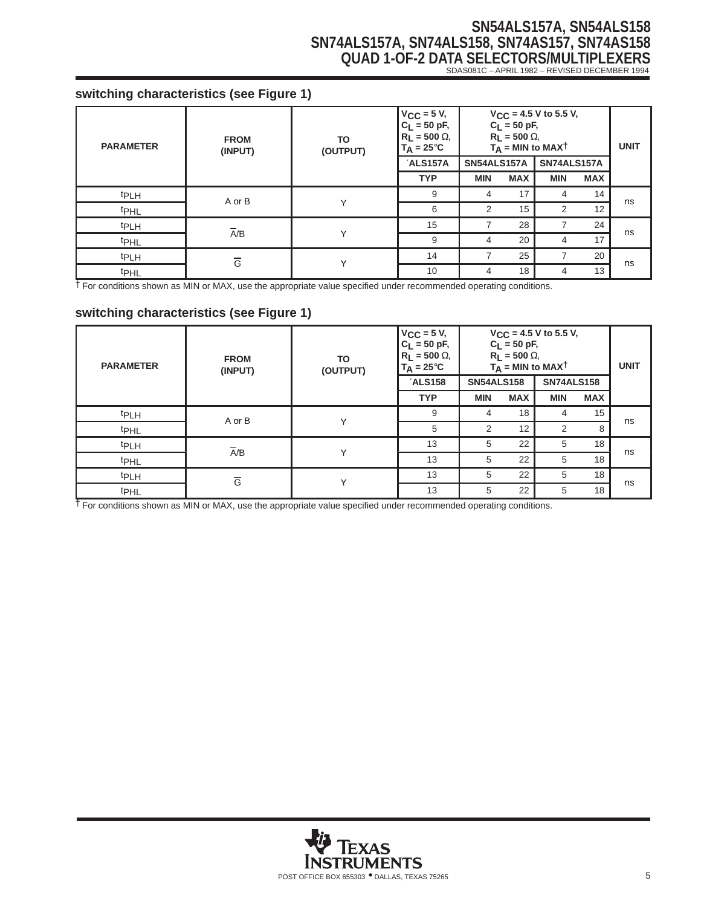## switching characteristics (see Figure 1)

| PARAMETER | FROM (INPUT) | TO (OUTPUT) | $V_{CC}$ = 5 V, $C_L$ = 50 pF, $R_L$ = 500 Ω, $T_A$ = 25°C | $V_{CC}$ = 4.5 V to 5.5 V, $C_L$ = 50 pF, $R_L$ = 500 Ω, $T_A$ = MIN to MAX† | | | | UNIT |
|---|---|---|---|---|---|---|---|---|
| | | | ′ALS157A | SN54ALS157A | | SN74ALS157A | | |
| | | | TYP | MIN | MAX | MIN | MAX | |
| $t_{PLH}$ | A or B | Y | 9 | 4 | 17 | 4 | 14 | ns |
| $t_{PHL}$ | | | 6 | 2 | 15 | 2 | 12 | |
| $t_{PLH}$ | $\overline{A}$/B | Y | 15 | 7 | 28 | 7 | 24 | ns |
| $t_{PHL}$ | | | 9 | 4 | 20 | 4 | 17 | |
| $t_{PLH}$ | $\overline{G}$ | Y | 14 | 7 | 25 | 7 | 20 | ns |
| $t_{PHL}$ | | | 10 | 4 | 18 | 4 | 13 | |

† For conditions shown as MIN or MAX, use the appropriate value specified under recommended operating conditions.

## switching characteristics (see Figure 1)

| PARAMETER | FROM (INPUT) | TO (OUTPUT) | $V_{CC}$ = 5 V, $C_L$ = 50 pF, $R_L$ = 500 Ω, $T_A$ = 25°C | $V_{CC}$ = 4.5 V to 5.5 V, $C_L$ = 50 pF, $R_L$ = 500 Ω, $T_A$ = MIN to MAX† | | | | UNIT |
|---|---|---|---|---|---|---|---|---|
| | | | ′ALS158 | SN54ALS158 | | SN74ALS158 | | |
| | | | TYP | MIN | MAX | MIN | MAX | |
| $t_{PLH}$ | A or B | Y | 9 | 4 | 18 | 4 | 15 | ns |
| $t_{PHL}$ | | | 5 | 2 | 12 | 2 | 8 | |
| $t_{PLH}$ | $\overline{A}$/B | Y | 13 | 5 | 22 | 5 | 18 | ns |
| $t_{PHL}$ | | | 13 | 5 | 22 | 5 | 18 | |
| $t_{PLH}$ | $\overline{G}$ | Y | 13 | 5 | 22 | 5 | 18 | ns |
| $t_{PHL}$ | | | 13 | 5 | 22 | 5 | 18 | |

† For conditions shown as MIN or MAX, use the appropriate value specified under recommended operating conditions.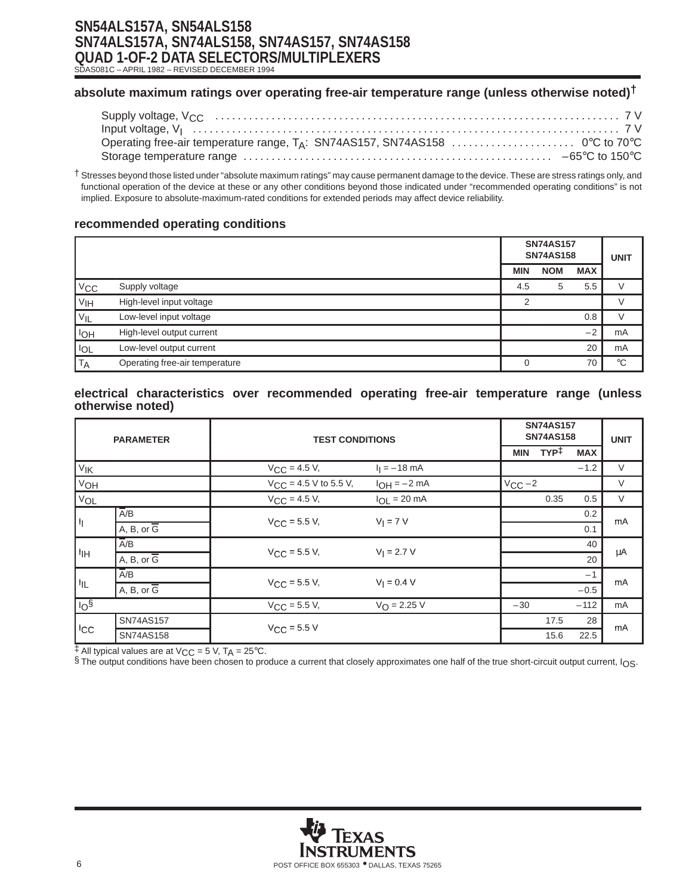## absolute maximum ratings over operating free-air temperature range (unless otherwise noted)†

Supply voltage, $V_{CC}$ ........ 7 V
Input voltage, $V_I$ ........ 7 V
Operating free-air temperature range, $T_A$: SN74AS157, SN74AS158 ........ 0°C to 70°C
Storage temperature range ........ –65°C to 150°C

† Stresses beyond those listed under "absolute maximum ratings" may cause permanent damage to the device. These are stress ratings only, and functional operation of the device at these or any other conditions beyond those indicated under "recommended operating conditions" is not implied. Exposure to absolute-maximum-rated conditions for extended periods may affect device reliability.

## recommended operating conditions

| | | SN74AS157 SN74AS158 | | | UNIT |
|---|---|---|---|---|---|
| | | MIN | NOM | MAX | |
| $V_{CC}$ | Supply voltage | 4.5 | 5 | 5.5 | V |
| $V_{IH}$ | High-level input voltage | 2 | | | V |
| $V_{IL}$ | Low-level input voltage | | | 0.8 | V |
| $I_{OH}$ | High-level output current | | | –2 | mA |
| $I_{OL}$ | Low-level output current | | | 20 | mA |
| $T_A$ | Operating free-air temperature | 0 | | 70 | °C |

## electrical characteristics over recommended operating free-air temperature range (unless otherwise noted)

| PARAMETER | | TEST CONDITIONS | | SN74AS157 SN74AS158 | | | UNIT |
|---|---|---|---|---|---|---|---|
| | | | | MIN | TYP‡ | MAX | |
| $V_{IK}$ | | $V_{CC}$ = 4.5 V, | $I_I$ = –18 mA | | | –1.2 | V |
| $V_{OH}$ | | $V_{CC}$ = 4.5 V to 5.5 V, | $I_{OH}$ = –2 mA | $V_{CC}$ –2 | | | V |
| $V_{OL}$ | | $V_{CC}$ = 4.5 V, | $I_{OL}$ = 20 mA | | 0.35 | 0.5 | V |
| $I_I$ | $\overline{A}$/B | $V_{CC}$ = 5.5 V, | $V_I$ = 7 V | | | 0.2 | mA |
| | A, B, or $\overline{G}$ | | | | | 0.1 | |
| $I_{IH}$ | $\overline{A}$/B | $V_{CC}$ = 5.5 V, | $V_I$ = 2.7 V | | | 40 | µA |
| | A, B, or $\overline{G}$ | | | | | 20 | |
| $I_{IL}$ | $\overline{A}$/B | $V_{CC}$ = 5.5 V, | $V_I$ = 0.4 V | | | –1 | mA |
| | A, B, or $\overline{G}$ | | | | | –0.5 | |
| $I_O$§ | | $V_{CC}$ = 5.5 V, | $V_O$ = 2.25 V | –30 | | –112 | mA |
| $I_{CC}$ | SN74AS157 | $V_{CC}$ = 5.5 V | | | 17.5 | 28 | mA |
| | SN74AS158 | | | | 15.6 | 22.5 | |

‡ All typical values are at $V_{CC}$ = 5 V, $T_A$ = 25°C.
§ The output conditions have been chosen to produce a current that closely approximates one half of the true short-circuit output current, $I_{OS}$.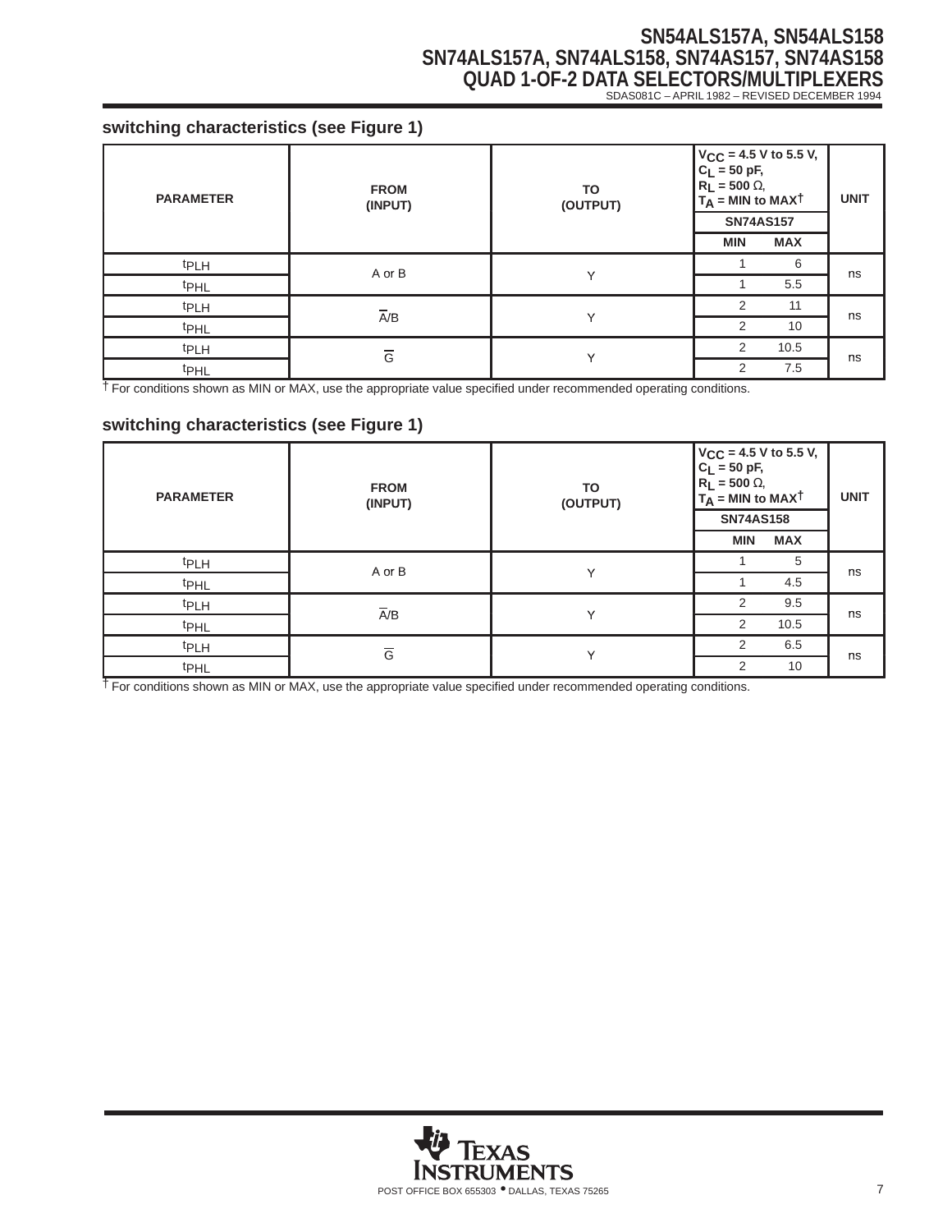## switching characteristics (see Figure 1)

| PARAMETER | FROM (INPUT) | TO (OUTPUT) | $V_{CC}$ = 4.5 V to 5.5 V, $C_L$ = 50 pF, $R_L$ = 500 Ω, $T_A$ = MIN to MAX† SN74AS157 | | UNIT |
|---|---|---|---|---|---|
| | | | MIN | MAX | |
| $t_{PLH}$ | A or B | Y | 1 | 6 | ns |
| $t_{PHL}$ | | | 1 | 5.5 | |
| $t_{PLH}$ | $\overline{A}$/B | Y | 2 | 11 | ns |
| $t_{PHL}$ | | | 2 | 10 | |
| $t_{PLH}$ | $\overline{G}$ | Y | 2 | 10.5 | ns |
| $t_{PHL}$ | | | 2 | 7.5 | |

† For conditions shown as MIN or MAX, use the appropriate value specified under recommended operating conditions.

## switching characteristics (see Figure 1)

| PARAMETER | FROM (INPUT) | TO (OUTPUT) | $V_{CC}$ = 4.5 V to 5.5 V, $C_L$ = 50 pF, $R_L$ = 500 Ω, $T_A$ = MIN to MAX† SN74AS158 | | UNIT |
|---|---|---|---|---|---|
| | | | MIN | MAX | |
| $t_{PLH}$ | A or B | Y | 1 | 5 | ns |
| $t_{PHL}$ | | | 1 | 4.5 | |
| $t_{PLH}$ | $\overline{A}$/B | Y | 2 | 9.5 | ns |
| $t_{PHL}$ | | | 2 | 10.5 | |
| $t_{PLH}$ | $\overline{G}$ | Y | 2 | 6.5 | ns |
| $t_{PHL}$ | | | 2 | 10 | |

† For conditions shown as MIN or MAX, use the appropriate value specified under recommended operating conditions.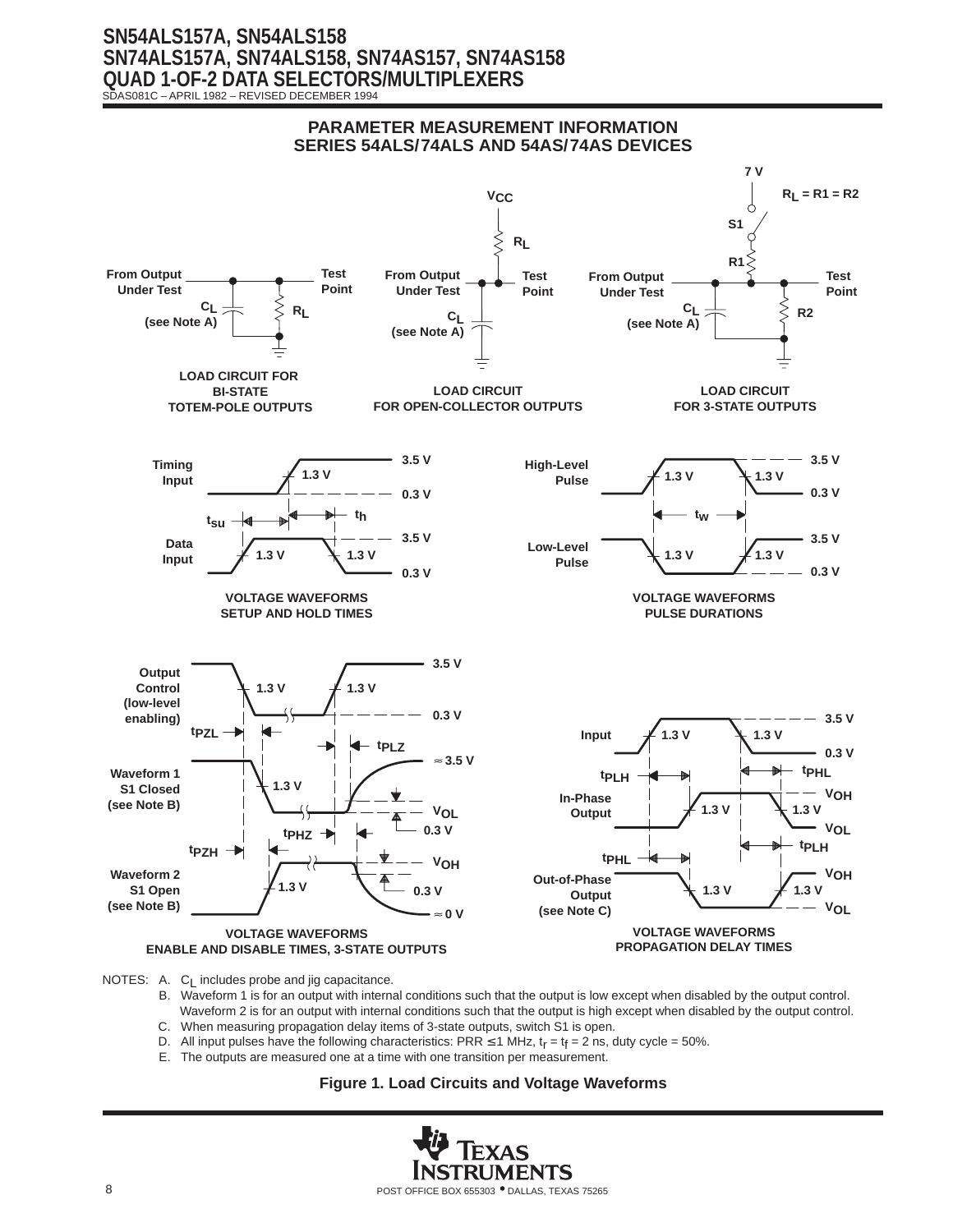## PARAMETER MEASUREMENT INFORMATION
## SERIES 54ALS/74ALS AND 54AS/74AS DEVICES

From Output Under Test
Test Point
$C_L$ (see Note A)
$R_L$

LOAD CIRCUIT FOR BI-STATE TOTEM-POLE OUTPUTS

$V_{CC}$
$R_L$
From Output Under Test
Test Point
$C_L$ (see Note A)

LOAD CIRCUIT FOR OPEN-COLLECTOR OUTPUTS

7 V
$R_L$ = R1 = R2
S1
R1
From Output Under Test
Test Point
$C_L$ (see Note A)
R2

LOAD CIRCUIT FOR 3-STATE OUTPUTS

Timing Input
1.3 V
3.5 V
0.3 V
$t_{su}$
$t_h$
Data Input
1.3 V
1.3 V
3.5 V
0.3 V

VOLTAGE WAVEFORMS SETUP AND HOLD TIMES

High-Level Pulse
1.3 V
1.3 V
3.5 V
0.3 V
$t_w$
Low-Level Pulse
1.3 V
1.3 V
3.5 V
0.3 V

VOLTAGE WAVEFORMS PULSE DURATIONS

Output Control (low-level enabling)
1.3 V
1.3 V
3.5 V
0.3 V
$t_{PZL}$
$t_{PLZ}$
Waveform 1 S1 Closed (see Note B)
1.3 V
≈ 3.5 V
$V_{OL}$
0.3 V
$t_{PHZ}$
$t_{PZH}$
Waveform 2 S1 Open (see Note B)
1.3 V
$V_{OH}$
0.3 V
≈ 0 V

VOLTAGE WAVEFORMS ENABLE AND DISABLE TIMES, 3-STATE OUTPUTS

Input
1.3 V
1.3 V
3.5 V
0.3 V
$t_{PLH}$
$t_{PHL}$
In-Phase Output
1.3 V
1.3 V
$V_{OH}$
$V_{OL}$
$t_{PHL}$
$t_{PLH}$
Out-of-Phase Output (see Note C)
1.3 V
1.3 V
$V_{OH}$
$V_{OL}$

VOLTAGE WAVEFORMS PROPAGATION DELAY TIMES

NOTES: A. $C_L$ includes probe and jig capacitance.
B. Waveform 1 is for an output with internal conditions such that the output is low except when disabled by the output control. Waveform 2 is for an output with internal conditions such that the output is high except when disabled by the output control.
C. When measuring propagation delay items of 3-state outputs, switch S1 is open.
D. All input pulses have the following characteristics: PRR ≤ 1 MHz, $t_r = t_f$ = 2 ns, duty cycle = 50%.
E. The outputs are measured one at a time with one transition per measurement.

**Figure 1. Load Circuits and Voltage Waveforms**